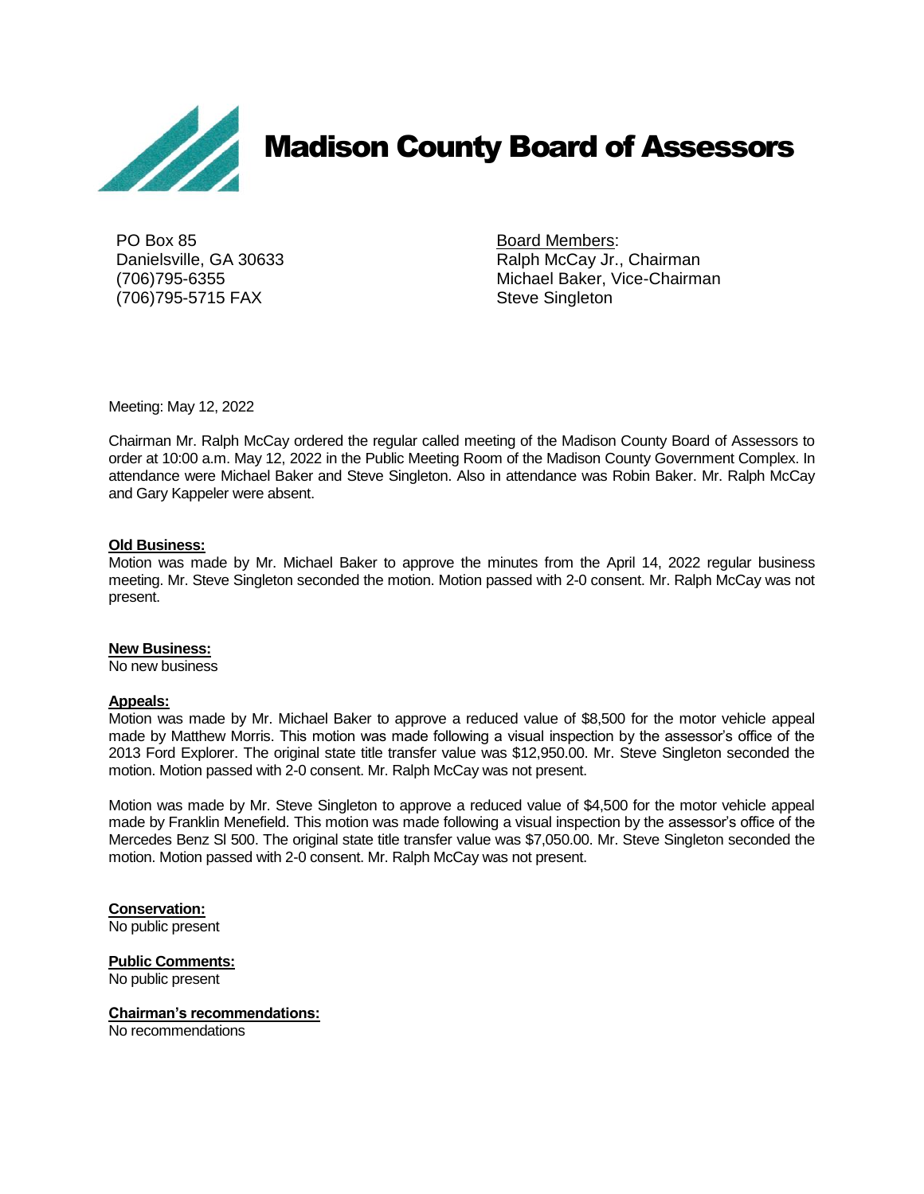# Madison County Board of Assessors

PO Box 85
Danielsville, GA 30633
(706)795-6355
(706)795-5715 FAX

Board Members:
Ralph McCay Jr., Chairman
Michael Baker, Vice-Chairman
Steve Singleton

Meeting: May 12, 2022

Chairman Mr. Ralph McCay ordered the regular called meeting of the Madison County Board of Assessors to order at 10:00 a.m. May 12, 2022 in the Public Meeting Room of the Madison County Government Complex. In attendance were Michael Baker and Steve Singleton. Also in attendance was Robin Baker. Mr. Ralph McCay and Gary Kappeler were absent.

**Old Business:**
Motion was made by Mr. Michael Baker to approve the minutes from the April 14, 2022 regular business meeting. Mr. Steve Singleton seconded the motion. Motion passed with 2-0 consent. Mr. Ralph McCay was not present.

**New Business:**
No new business

**Appeals:**
Motion was made by Mr. Michael Baker to approve a reduced value of $8,500 for the motor vehicle appeal made by Matthew Morris. This motion was made following a visual inspection by the assessor's office of the 2013 Ford Explorer. The original state title transfer value was $12,950.00. Mr. Steve Singleton seconded the motion. Motion passed with 2-0 consent. Mr. Ralph McCay was not present.

Motion was made by Mr. Steve Singleton to approve a reduced value of $4,500 for the motor vehicle appeal made by Franklin Menefield. This motion was made following a visual inspection by the assessor's office of the Mercedes Benz Sl 500. The original state title transfer value was $7,050.00. Mr. Steve Singleton seconded the motion. Motion passed with 2-0 consent. Mr. Ralph McCay was not present.

**Conservation:**
No public present

**Public Comments:**
No public present

**Chairman's recommendations:**
No recommendations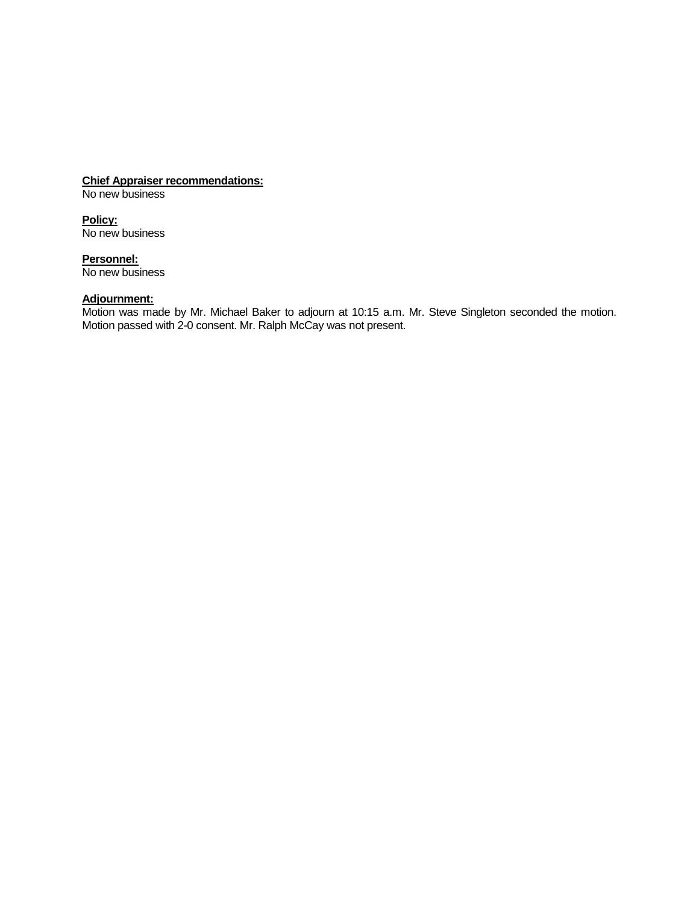**Chief Appraiser recommendations:**
No new business

**Policy:**
No new business

**Personnel:**
No new business

**Adjournment:**
Motion was made by Mr. Michael Baker to adjourn at 10:15 a.m. Mr. Steve Singleton seconded the motion. Motion passed with 2-0 consent. Mr. Ralph McCay was not present.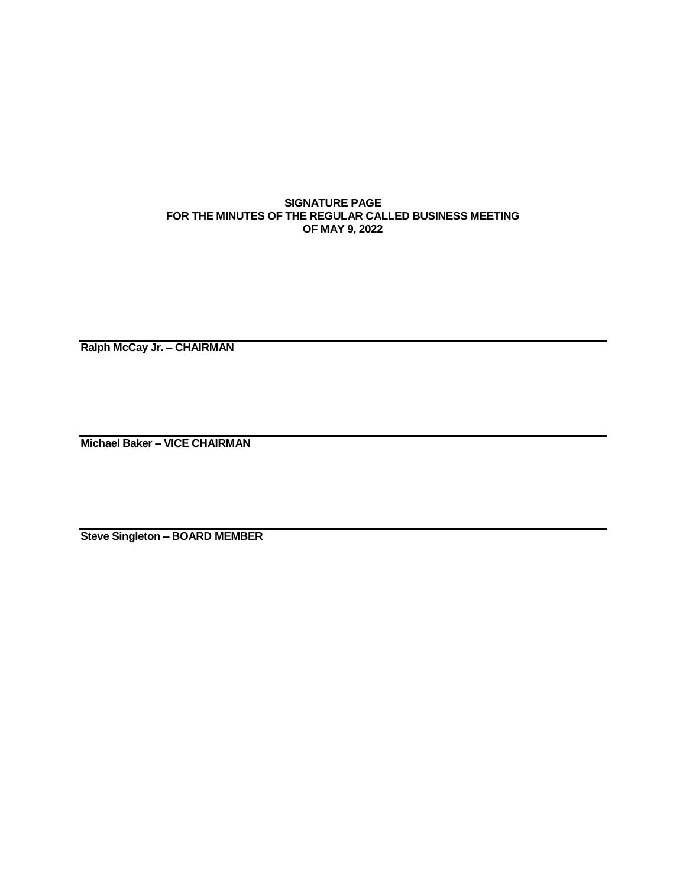**SIGNATURE PAGE**
**FOR THE MINUTES OF THE REGULAR CALLED BUSINESS MEETING**
**OF MAY 9, 2022**

______________________________________________________________________

**Ralph McCay Jr. – CHAIRMAN**

______________________________________________________________________

**Michael Baker – VICE CHAIRMAN**

______________________________________________________________________

**Steve Singleton – BOARD MEMBER**